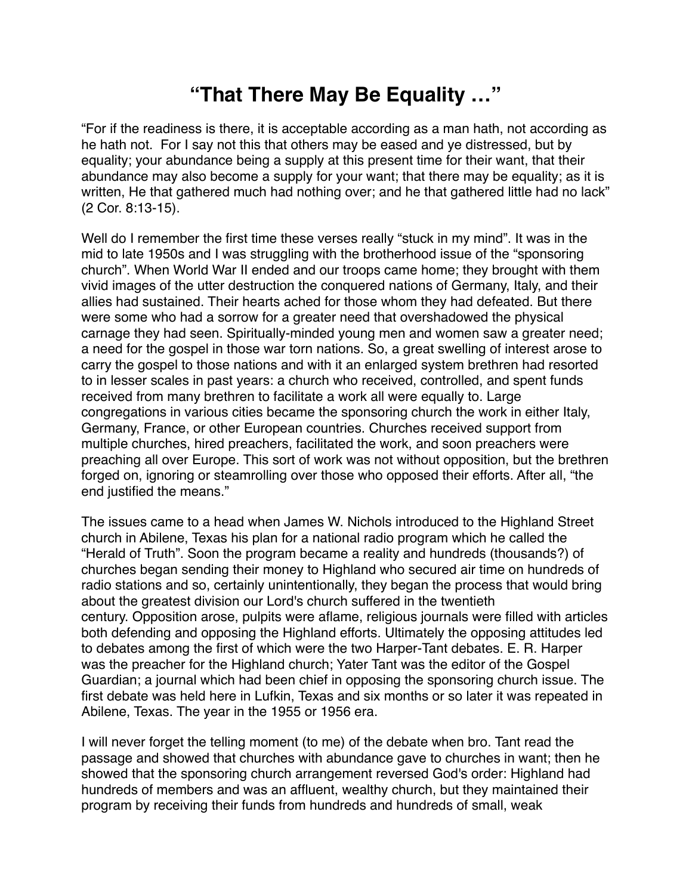# "That There May Be Equality …"

"For if the readiness is there, it is acceptable according as a man hath, not according as he hath not.  For I say not this that others may be eased and ye distressed, but by equality; your abundance being a supply at this present time for their want, that their abundance may also become a supply for your want; that there may be equality; as it is written, He that gathered much had nothing over; and he that gathered little had no lack" (2 Cor. 8:13-15).

Well do I remember the first time these verses really "stuck in my mind". It was in the mid to late 1950s and I was struggling with the brotherhood issue of the "sponsoring church". When World War II ended and our troops came home; they brought with them vivid images of the utter destruction the conquered nations of Germany, Italy, and their allies had sustained. Their hearts ached for those whom they had defeated. But there were some who had a sorrow for a greater need that overshadowed the physical carnage they had seen. Spiritually-minded young men and women saw a greater need; a need for the gospel in those war torn nations. So, a great swelling of interest arose to carry the gospel to those nations and with it an enlarged system brethren had resorted to in lesser scales in past years: a church who received, controlled, and spent funds received from many brethren to facilitate a work all were equally to. Large congregations in various cities became the sponsoring church the work in either Italy, Germany, France, or other European countries. Churches received support from multiple churches, hired preachers, facilitated the work, and soon preachers were preaching all over Europe. This sort of work was not without opposition, but the brethren forged on, ignoring or steamrolling over those who opposed their efforts. After all, "the end justified the means."

The issues came to a head when James W. Nichols introduced to the Highland Street church in Abilene, Texas his plan for a national radio program which he called the "Herald of Truth". Soon the program became a reality and hundreds (thousands?) of churches began sending their money to Highland who secured air time on hundreds of radio stations and so, certainly unintentionally, they began the process that would bring about the greatest division our Lord's church suffered in the twentieth century. Opposition arose, pulpits were aflame, religious journals were filled with articles both defending and opposing the Highland efforts. Ultimately the opposing attitudes led to debates among the first of which were the two Harper-Tant debates. E. R. Harper was the preacher for the Highland church; Yater Tant was the editor of the Gospel Guardian; a journal which had been chief in opposing the sponsoring church issue. The first debate was held here in Lufkin, Texas and six months or so later it was repeated in Abilene, Texas. The year in the 1955 or 1956 era.

I will never forget the telling moment (to me) of the debate when bro. Tant read the passage and showed that churches with abundance gave to churches in want; then he showed that the sponsoring church arrangement reversed God's order: Highland had hundreds of members and was an affluent, wealthy church, but they maintained their program by receiving their funds from hundreds and hundreds of small, weak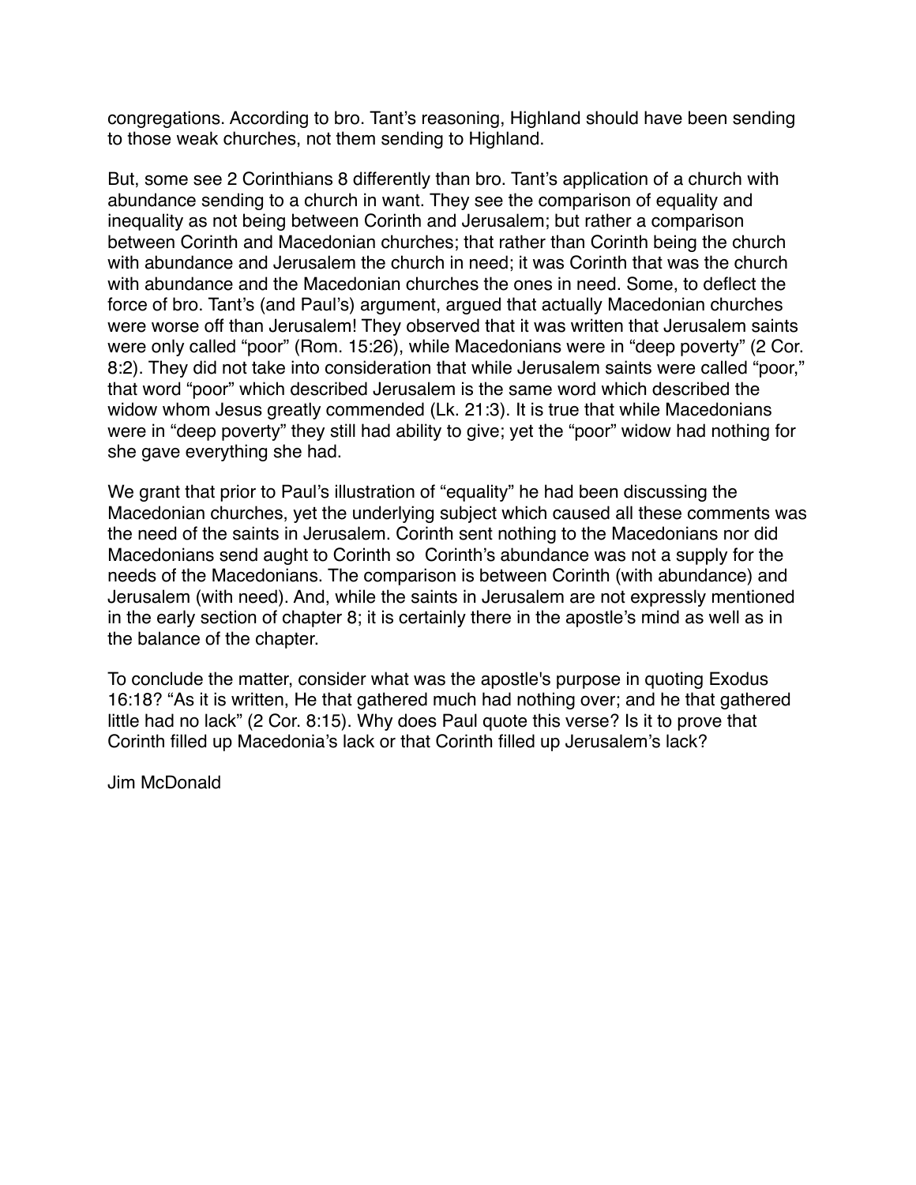congregations. According to bro. Tant's reasoning, Highland should have been sending to those weak churches, not them sending to Highland.

But, some see 2 Corinthians 8 differently than bro. Tant's application of a church with abundance sending to a church in want. They see the comparison of equality and inequality as not being between Corinth and Jerusalem; but rather a comparison between Corinth and Macedonian churches; that rather than Corinth being the church with abundance and Jerusalem the church in need; it was Corinth that was the church with abundance and the Macedonian churches the ones in need. Some, to deflect the force of bro. Tant's (and Paul's) argument, argued that actually Macedonian churches were worse off than Jerusalem! They observed that it was written that Jerusalem saints were only called "poor" (Rom. 15:26), while Macedonians were in "deep poverty" (2 Cor. 8:2). They did not take into consideration that while Jerusalem saints were called "poor," that word "poor" which described Jerusalem is the same word which described the widow whom Jesus greatly commended (Lk. 21:3). It is true that while Macedonians were in "deep poverty" they still had ability to give; yet the "poor" widow had nothing for she gave everything she had.

We grant that prior to Paul's illustration of "equality" he had been discussing the Macedonian churches, yet the underlying subject which caused all these comments was the need of the saints in Jerusalem. Corinth sent nothing to the Macedonians nor did Macedonians send aught to Corinth so Corinth's abundance was not a supply for the needs of the Macedonians. The comparison is between Corinth (with abundance) and Jerusalem (with need). And, while the saints in Jerusalem are not expressly mentioned in the early section of chapter 8; it is certainly there in the apostle's mind as well as in the balance of the chapter.

To conclude the matter, consider what was the apostle's purpose in quoting Exodus 16:18? "As it is written, He that gathered much had nothing over; and he that gathered little had no lack" (2 Cor. 8:15). Why does Paul quote this verse? Is it to prove that Corinth filled up Macedonia's lack or that Corinth filled up Jerusalem's lack?

Jim McDonald